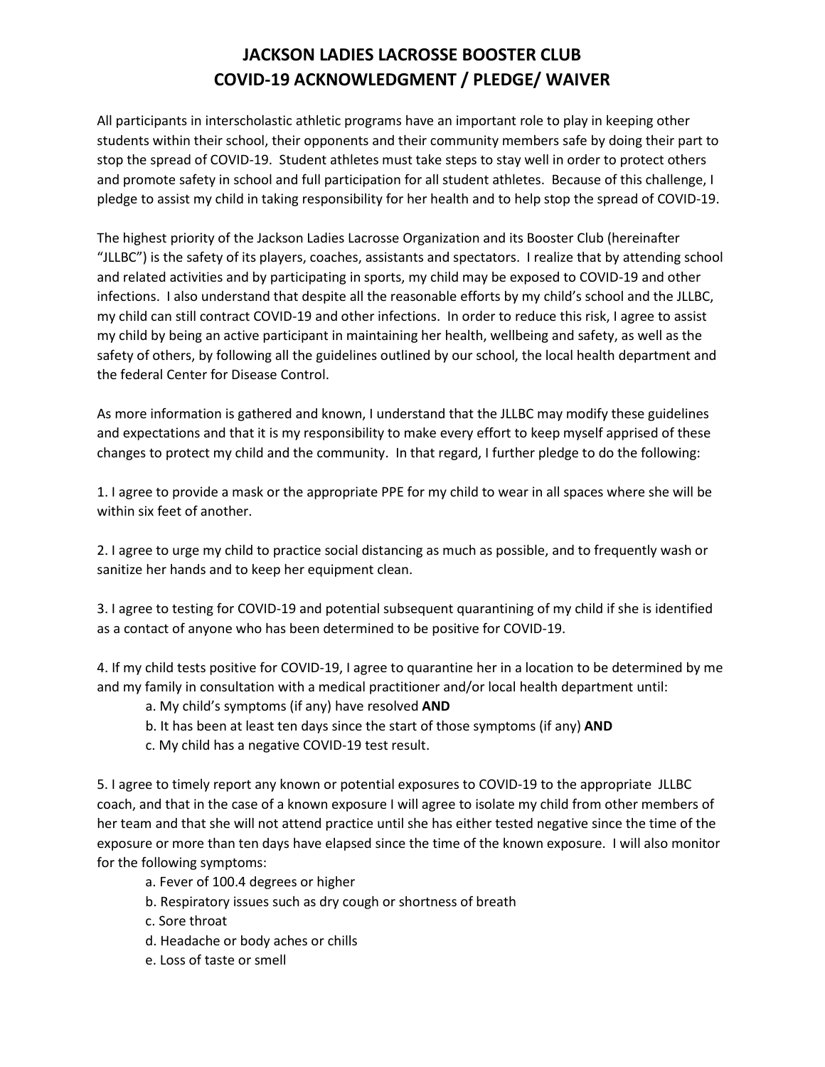# JACKSON LADIES LACROSSE BOOSTER CLUB
# COVID-19 ACKNOWLEDGMENT / PLEDGE/ WAIVER

All participants in interscholastic athletic programs have an important role to play in keeping other students within their school, their opponents and their community members safe by doing their part to stop the spread of COVID-19. Student athletes must take steps to stay well in order to protect others and promote safety in school and full participation for all student athletes. Because of this challenge, I pledge to assist my child in taking responsibility for her health and to help stop the spread of COVID-19.

The highest priority of the Jackson Ladies Lacrosse Organization and its Booster Club (hereinafter "JLLBC") is the safety of its players, coaches, assistants and spectators. I realize that by attending school and related activities and by participating in sports, my child may be exposed to COVID-19 and other infections. I also understand that despite all the reasonable efforts by my child's school and the JLLBC, my child can still contract COVID-19 and other infections. In order to reduce this risk, I agree to assist my child by being an active participant in maintaining her health, wellbeing and safety, as well as the safety of others, by following all the guidelines outlined by our school, the local health department and the federal Center for Disease Control.

As more information is gathered and known, I understand that the JLLBC may modify these guidelines and expectations and that it is my responsibility to make every effort to keep myself apprised of these changes to protect my child and the community. In that regard, I further pledge to do the following:

1. I agree to provide a mask or the appropriate PPE for my child to wear in all spaces where she will be within six feet of another.

2. I agree to urge my child to practice social distancing as much as possible, and to frequently wash or sanitize her hands and to keep her equipment clean.

3. I agree to testing for COVID-19 and potential subsequent quarantining of my child if she is identified as a contact of anyone who has been determined to be positive for COVID-19.

4. If my child tests positive for COVID-19, I agree to quarantine her in a location to be determined by me and my family in consultation with a medical practitioner and/or local health department until:
    a. My child's symptoms (if any) have resolved **AND**
    b. It has been at least ten days since the start of those symptoms (if any) **AND**
    c. My child has a negative COVID-19 test result.

5. I agree to timely report any known or potential exposures to COVID-19 to the appropriate JLLBC coach, and that in the case of a known exposure I will agree to isolate my child from other members of her team and that she will not attend practice until she has either tested negative since the time of the exposure or more than ten days have elapsed since the time of the known exposure. I will also monitor for the following symptoms:
    a. Fever of 100.4 degrees or higher
    b. Respiratory issues such as dry cough or shortness of breath
    c. Sore throat
    d. Headache or body aches or chills
    e. Loss of taste or smell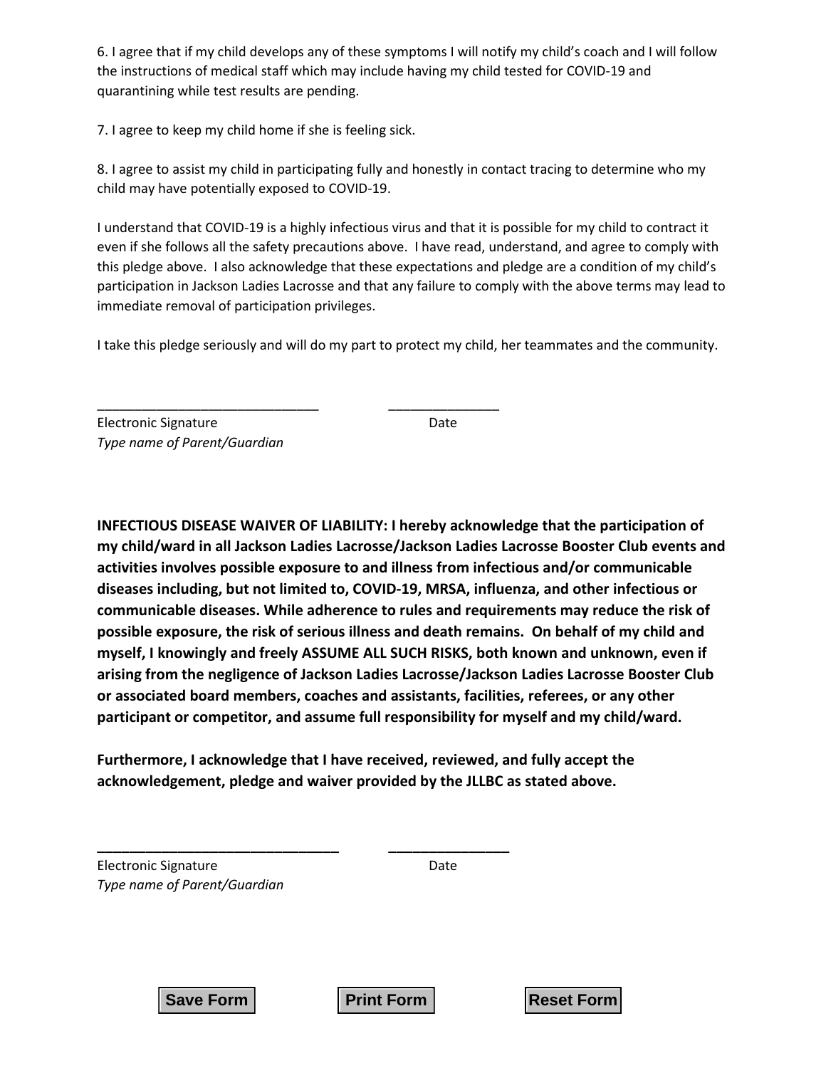6. I agree that if my child develops any of these symptoms I will notify my child's coach and I will follow the instructions of medical staff which may include having my child tested for COVID-19 and quarantining while test results are pending.

7. I agree to keep my child home if she is feeling sick.

8. I agree to assist my child in participating fully and honestly in contact tracing to determine who my child may have potentially exposed to COVID-19.

I understand that COVID-19 is a highly infectious virus and that it is possible for my child to contract it even if she follows all the safety precautions above. I have read, understand, and agree to comply with this pledge above. I also acknowledge that these expectations and pledge are a condition of my child's participation in Jackson Ladies Lacrosse and that any failure to comply with the above terms may lead to immediate removal of participation privileges.

I take this pledge seriously and will do my part to protect my child, her teammates and the community.

______________________________ _______________

Electronic Signature Date

*Type name of Parent/Guardian*

**INFECTIOUS DISEASE WAIVER OF LIABILITY: I hereby acknowledge that the participation of my child/ward in all Jackson Ladies Lacrosse/Jackson Ladies Lacrosse Booster Club events and activities involves possible exposure to and illness from infectious and/or communicable diseases including, but not limited to, COVID-19, MRSA, influenza, and other infectious or communicable diseases. While adherence to rules and requirements may reduce the risk of possible exposure, the risk of serious illness and death remains. On behalf of my child and myself, I knowingly and freely ASSUME ALL SUCH RISKS, both known and unknown, even if arising from the negligence of Jackson Ladies Lacrosse/Jackson Ladies Lacrosse Booster Club or associated board members, coaches and assistants, facilities, referees, or any other participant or competitor, and assume full responsibility for myself and my child/ward.**

**Furthermore, I acknowledge that I have received, reviewed, and fully accept the acknowledgement, pledge and waiver provided by the JLLBC as stated above.**

______________________________ _______________

Electronic Signature Date

*Type name of Parent/Guardian*

Save Form Print Form Reset Form